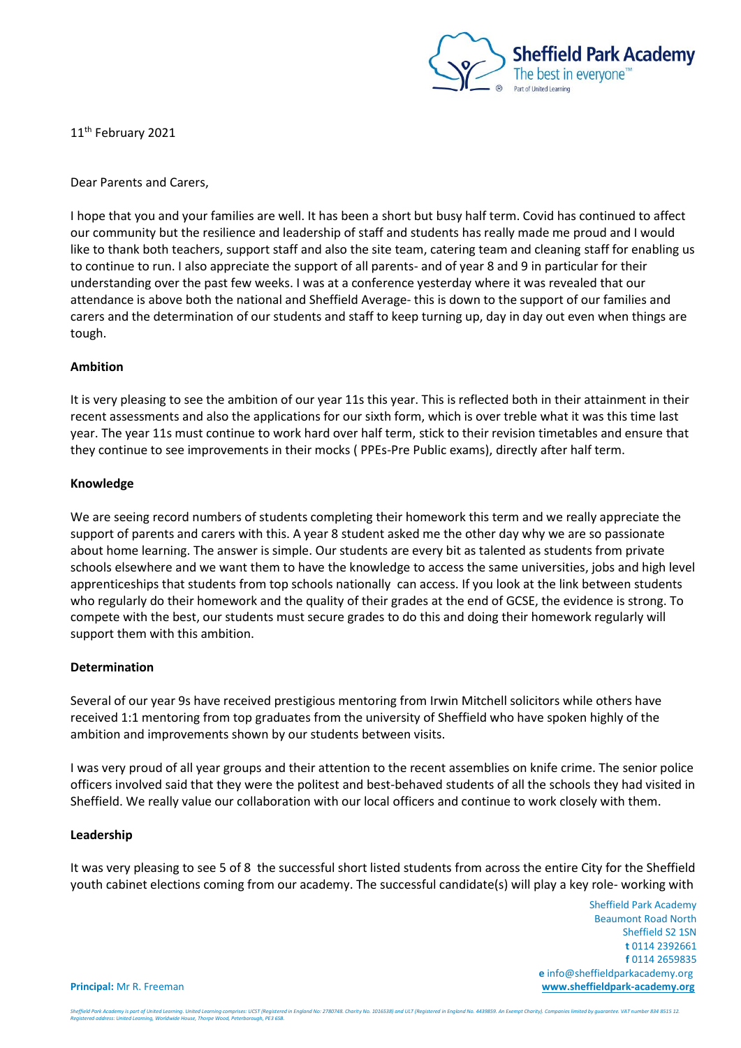Sheffield Park Academy
The best in everyone™
Part of United Learning

11th February 2021

Dear Parents and Carers,

I hope that you and your families are well. It has been a short but busy half term. Covid has continued to affect our community but the resilience and leadership of staff and students has really made me proud and I would like to thank both teachers, support staff and also the site team, catering team and cleaning staff for enabling us to continue to run. I also appreciate the support of all parents- and of year 8 and 9 in particular for their understanding over the past few weeks. I was at a conference yesterday where it was revealed that our attendance is above both the national and Sheffield Average- this is down to the support of our families and carers and the determination of our students and staff to keep turning up, day in day out even when things are tough.

**Ambition**

It is very pleasing to see the ambition of our year 11s this year. This is reflected both in their attainment in their recent assessments and also the applications for our sixth form, which is over treble what it was this time last year. The year 11s must continue to work hard over half term, stick to their revision timetables and ensure that they continue to see improvements in their mocks ( PPEs-Pre Public exams), directly after half term.

**Knowledge**

We are seeing record numbers of students completing their homework this term and we really appreciate the support of parents and carers with this. A year 8 student asked me the other day why we are so passionate about home learning. The answer is simple. Our students are every bit as talented as students from private schools elsewhere and we want them to have the knowledge to access the same universities, jobs and high level apprenticeships that students from top schools nationally can access. If you look at the link between students who regularly do their homework and the quality of their grades at the end of GCSE, the evidence is strong. To compete with the best, our students must secure grades to do this and doing their homework regularly will support them with this ambition.

**Determination**

Several of our year 9s have received prestigious mentoring from Irwin Mitchell solicitors while others have received 1:1 mentoring from top graduates from the university of Sheffield who have spoken highly of the ambition and improvements shown by our students between visits.

I was very proud of all year groups and their attention to the recent assemblies on knife crime. The senior police officers involved said that they were the politest and best-behaved students of all the schools they had visited in Sheffield. We really value our collaboration with our local officers and continue to work closely with them.

**Leadership**

It was very pleasing to see 5 of 8 the successful short listed students from across the entire City for the Sheffield youth cabinet elections coming from our academy. The successful candidate(s) will play a key role- working with

Sheffield Park Academy
Beaumont Road North
Sheffield S2 1SN
**t** 0114 2392661
**f** 0114 2659835
**e** info@sheffieldparkacademy.org
**www.sheffieldpark-academy.org**

**Principal:** Mr R. Freeman

*Sheffield Park Academy is part of United Learning. United Learning comprises: UCST (Registered in England No: 2780748. Charity No. 1016538) and ULT (Registered in England No. 4439859. An Exempt Charity). Companies limited by guarantee. VAT number 834 8515 12. Registered address: United Learning, Worldwide House, Thorpe Wood, Peterborough, PE3 6SB.*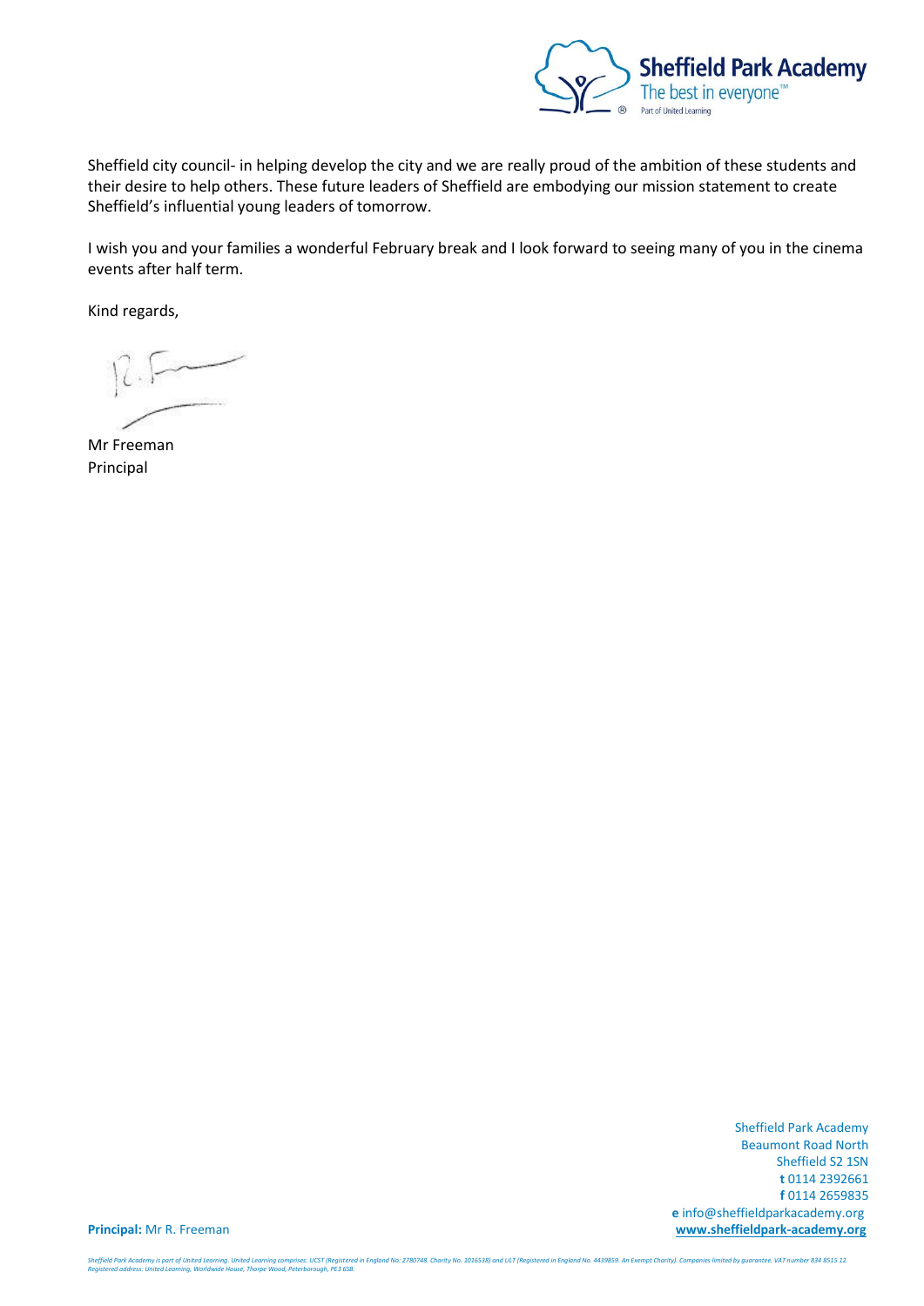Sheffield city council- in helping develop the city and we are really proud of the ambition of these students and their desire to help others. These future leaders of Sheffield are embodying our mission statement to create Sheffield's influential young leaders of tomorrow.

I wish you and your families a wonderful February break and I look forward to seeing many of you in the cinema events after half term.

Kind regards,

Mr Freeman
Principal

Sheffield Park Academy
Beaumont Road North
Sheffield S2 1SN
**t** 0114 2392661
**f** 0114 2659835
**e** info@sheffieldparkacademy.org
**www.sheffieldpark-academy.org**

**Principal:** Mr R. Freeman

*Sheffield Park Academy is part of United Learning. United Learning comprises: UCST (Registered in England No: 2780748. Charity No. 1016538) and ULT (Registered in England No. 4439859. An Exempt Charity). Companies limited by guarantee. VAT number 834 8515 12. Registered address: United Learning, Worldwide House, Thorpe Wood, Peterborough, PE3 6SB.*